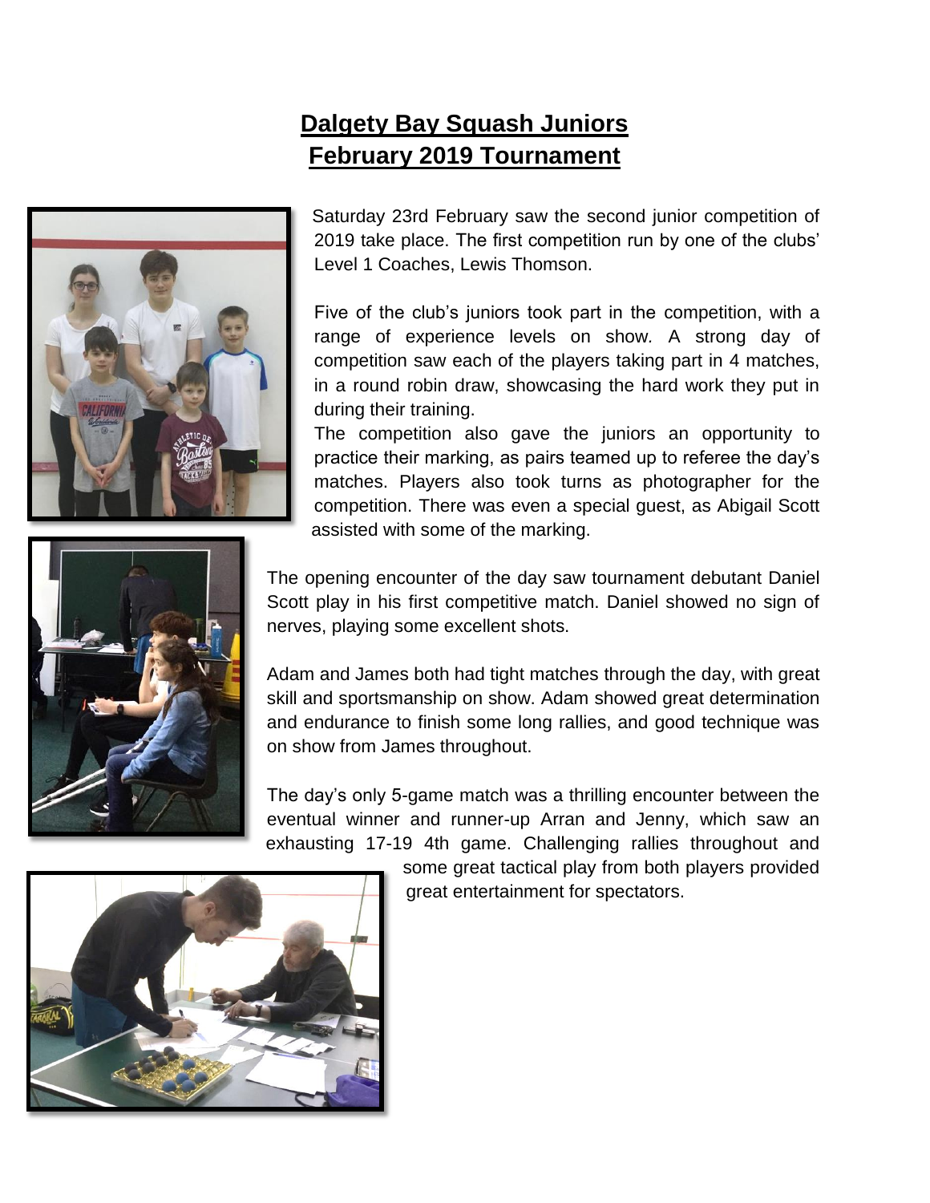# Dalgety Bay Squash Juniors
# February 2019 Tournament

Saturday 23rd February saw the second junior competition of 2019 take place. The first competition run by one of the clubs' Level 1 Coaches, Lewis Thomson.

Five of the club's juniors took part in the competition, with a range of experience levels on show. A strong day of competition saw each of the players taking part in 4 matches, in a round robin draw, showcasing the hard work they put in during their training.

The competition also gave the juniors an opportunity to practice their marking, as pairs teamed up to referee the day's matches. Players also took turns as photographer for the competition. There was even a special guest, as Abigail Scott assisted with some of the marking.

The opening encounter of the day saw tournament debutant Daniel Scott play in his first competitive match. Daniel showed no sign of nerves, playing some excellent shots.

Adam and James both had tight matches through the day, with great skill and sportsmanship on show. Adam showed great determination and endurance to finish some long rallies, and good technique was on show from James throughout.

The day's only 5-game match was a thrilling encounter between the eventual winner and runner-up Arran and Jenny, which saw an exhausting 17-19 4th game. Challenging rallies throughout and some great tactical play from both players provided great entertainment for spectators.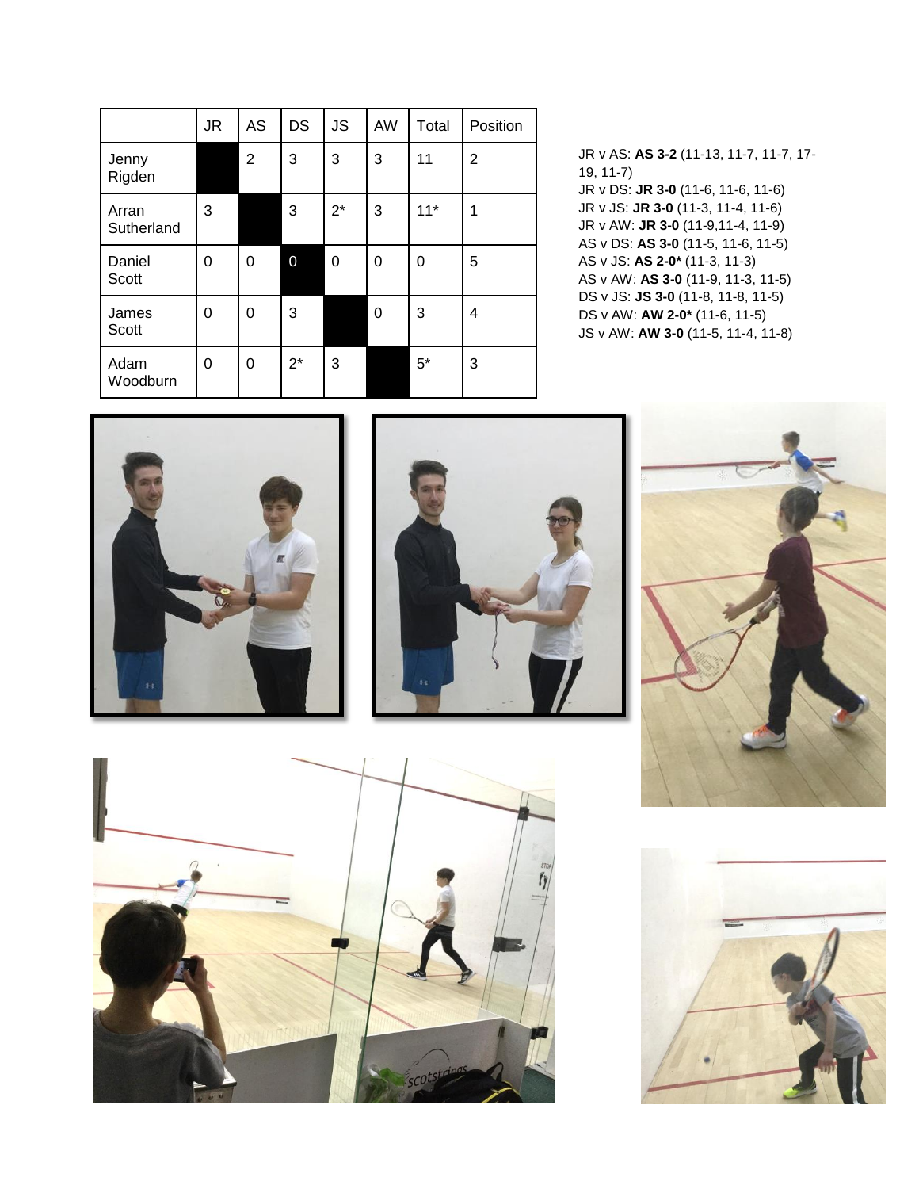| | JR | AS | DS | JS | AW | Total | Position |
|---|---|---|---|---|---|---|---|
| Jenny Rigden | | 2 | 3 | 3 | 3 | 11 | 2 |
| Arran Sutherland | 3 | | 3 | 2* | 3 | 11* | 1 |
| Daniel Scott | 0 | 0 | 0 | 0 | 0 | 0 | 5 |
| James Scott | 0 | 0 | 3 | | 0 | 3 | 4 |
| Adam Woodburn | 0 | 0 | 2* | 3 | | 5* | 3 |

JR v AS: **AS 3-2** (11-13, 11-7, 11-7, 17-19, 11-7)
JR v DS: **JR 3-0** (11-6, 11-6, 11-6)
JR v JS: **JR 3-0** (11-3, 11-4, 11-6)
JR v AW: **JR 3-0** (11-9,11-4, 11-9)
AS v DS: **AS 3-0** (11-5, 11-6, 11-5)
AS v JS: **AS 2-0*** (11-3, 11-3)
AS v AW: **AS 3-0** (11-9, 11-3, 11-5)
DS v JS: **JS 3-0** (11-8, 11-8, 11-5)
DS v AW: **AW 2-0*** (11-6, 11-5)
JS v AW: **AW 3-0** (11-5, 11-4, 11-8)